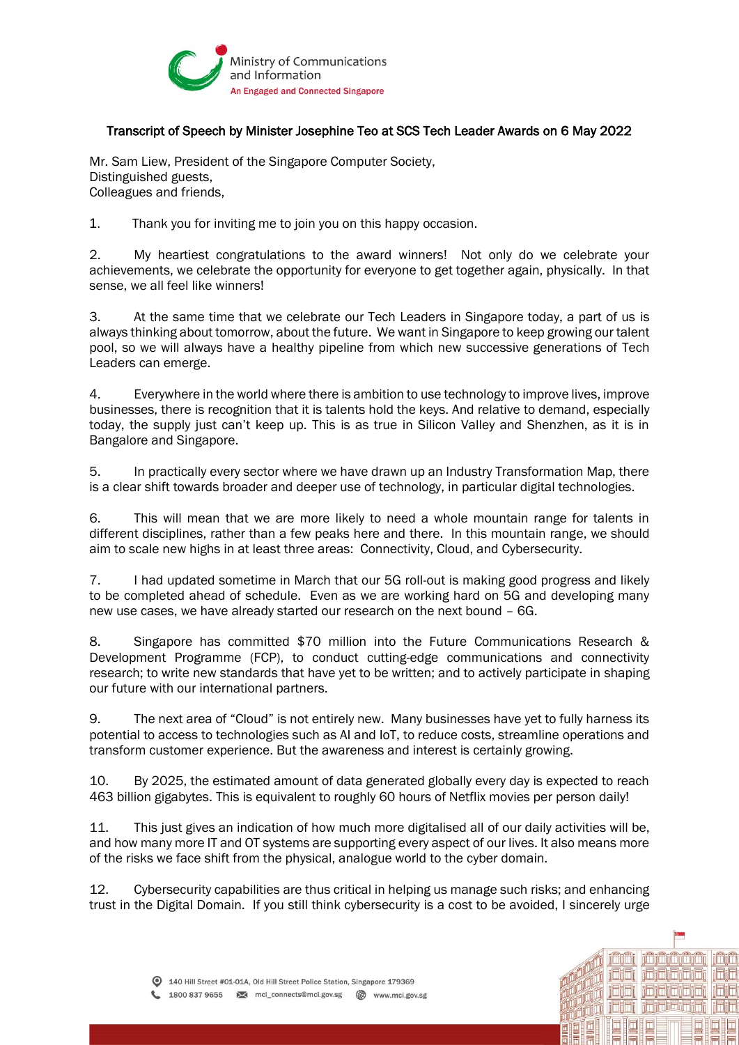### Transcript of Speech by Minister Josephine Teo at SCS Tech Leader Awards on 6 May 2022

Mr. Sam Liew, President of the Singapore Computer Society,
Distinguished guests,
Colleagues and friends,

1. Thank you for inviting me to join you on this happy occasion.

2. My heartiest congratulations to the award winners! Not only do we celebrate your achievements, we celebrate the opportunity for everyone to get together again, physically. In that sense, we all feel like winners!

3. At the same time that we celebrate our Tech Leaders in Singapore today, a part of us is always thinking about tomorrow, about the future. We want in Singapore to keep growing our talent pool, so we will always have a healthy pipeline from which new successive generations of Tech Leaders can emerge.

4. Everywhere in the world where there is ambition to use technology to improve lives, improve businesses, there is recognition that it is talents hold the keys. And relative to demand, especially today, the supply just can't keep up. This is as true in Silicon Valley and Shenzhen, as it is in Bangalore and Singapore.

5. In practically every sector where we have drawn up an Industry Transformation Map, there is a clear shift towards broader and deeper use of technology, in particular digital technologies.

6. This will mean that we are more likely to need a whole mountain range for talents in different disciplines, rather than a few peaks here and there. In this mountain range, we should aim to scale new highs in at least three areas: Connectivity, Cloud, and Cybersecurity.

7. I had updated sometime in March that our 5G roll-out is making good progress and likely to be completed ahead of schedule. Even as we are working hard on 5G and developing many new use cases, we have already started our research on the next bound – 6G.

8. Singapore has committed $70 million into the Future Communications Research & Development Programme (FCP), to conduct cutting-edge communications and connectivity research; to write new standards that have yet to be written; and to actively participate in shaping our future with our international partners.

9. The next area of "Cloud" is not entirely new. Many businesses have yet to fully harness its potential to access to technologies such as AI and IoT, to reduce costs, streamline operations and transform customer experience. But the awareness and interest is certainly growing.

10. By 2025, the estimated amount of data generated globally every day is expected to reach 463 billion gigabytes. This is equivalent to roughly 60 hours of Netflix movies per person daily!

11. This just gives an indication of how much more digitalised all of our daily activities will be, and how many more IT and OT systems are supporting every aspect of our lives. It also means more of the risks we face shift from the physical, analogue world to the cyber domain.

12. Cybersecurity capabilities are thus critical in helping us manage such risks; and enhancing trust in the Digital Domain. If you still think cybersecurity is a cost to be avoided, I sincerely urge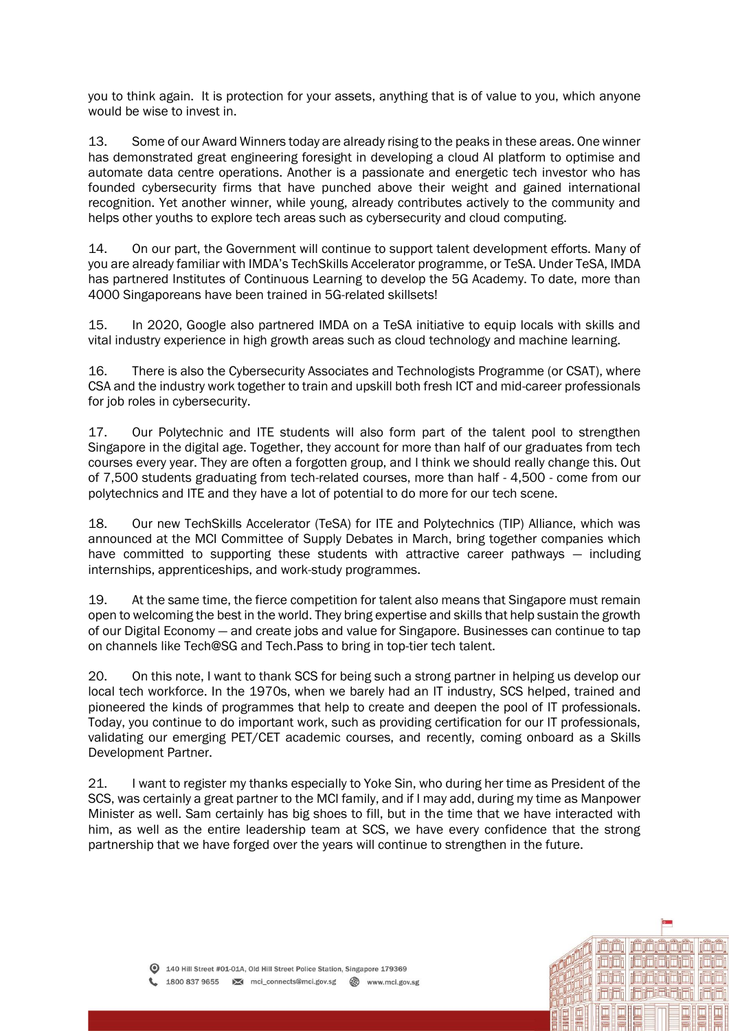you to think again. It is protection for your assets, anything that is of value to you, which anyone would be wise to invest in.

13. Some of our Award Winners today are already rising to the peaks in these areas. One winner has demonstrated great engineering foresight in developing a cloud AI platform to optimise and automate data centre operations. Another is a passionate and energetic tech investor who has founded cybersecurity firms that have punched above their weight and gained international recognition. Yet another winner, while young, already contributes actively to the community and helps other youths to explore tech areas such as cybersecurity and cloud computing.

14. On our part, the Government will continue to support talent development efforts. Many of you are already familiar with IMDA's TechSkills Accelerator programme, or TeSA. Under TeSA, IMDA has partnered Institutes of Continuous Learning to develop the 5G Academy. To date, more than 4000 Singaporeans have been trained in 5G-related skillsets!

15. In 2020, Google also partnered IMDA on a TeSA initiative to equip locals with skills and vital industry experience in high growth areas such as cloud technology and machine learning.

16. There is also the Cybersecurity Associates and Technologists Programme (or CSAT), where CSA and the industry work together to train and upskill both fresh ICT and mid-career professionals for job roles in cybersecurity.

17. Our Polytechnic and ITE students will also form part of the talent pool to strengthen Singapore in the digital age. Together, they account for more than half of our graduates from tech courses every year. They are often a forgotten group, and I think we should really change this. Out of 7,500 students graduating from tech-related courses, more than half - 4,500 - come from our polytechnics and ITE and they have a lot of potential to do more for our tech scene.

18. Our new TechSkills Accelerator (TeSA) for ITE and Polytechnics (TIP) Alliance, which was announced at the MCI Committee of Supply Debates in March, bring together companies which have committed to supporting these students with attractive career pathways — including internships, apprenticeships, and work-study programmes.

19. At the same time, the fierce competition for talent also means that Singapore must remain open to welcoming the best in the world. They bring expertise and skills that help sustain the growth of our Digital Economy — and create jobs and value for Singapore. Businesses can continue to tap on channels like Tech@SG and Tech.Pass to bring in top-tier tech talent.

20. On this note, I want to thank SCS for being such a strong partner in helping us develop our local tech workforce. In the 1970s, when we barely had an IT industry, SCS helped, trained and pioneered the kinds of programmes that help to create and deepen the pool of IT professionals. Today, you continue to do important work, such as providing certification for our IT professionals, validating our emerging PET/CET academic courses, and recently, coming onboard as a Skills Development Partner.

21. I want to register my thanks especially to Yoke Sin, who during her time as President of the SCS, was certainly a great partner to the MCI family, and if I may add, during my time as Manpower Minister as well. Sam certainly has big shoes to fill, but in the time that we have interacted with him, as well as the entire leadership team at SCS, we have every confidence that the strong partnership that we have forged over the years will continue to strengthen in the future.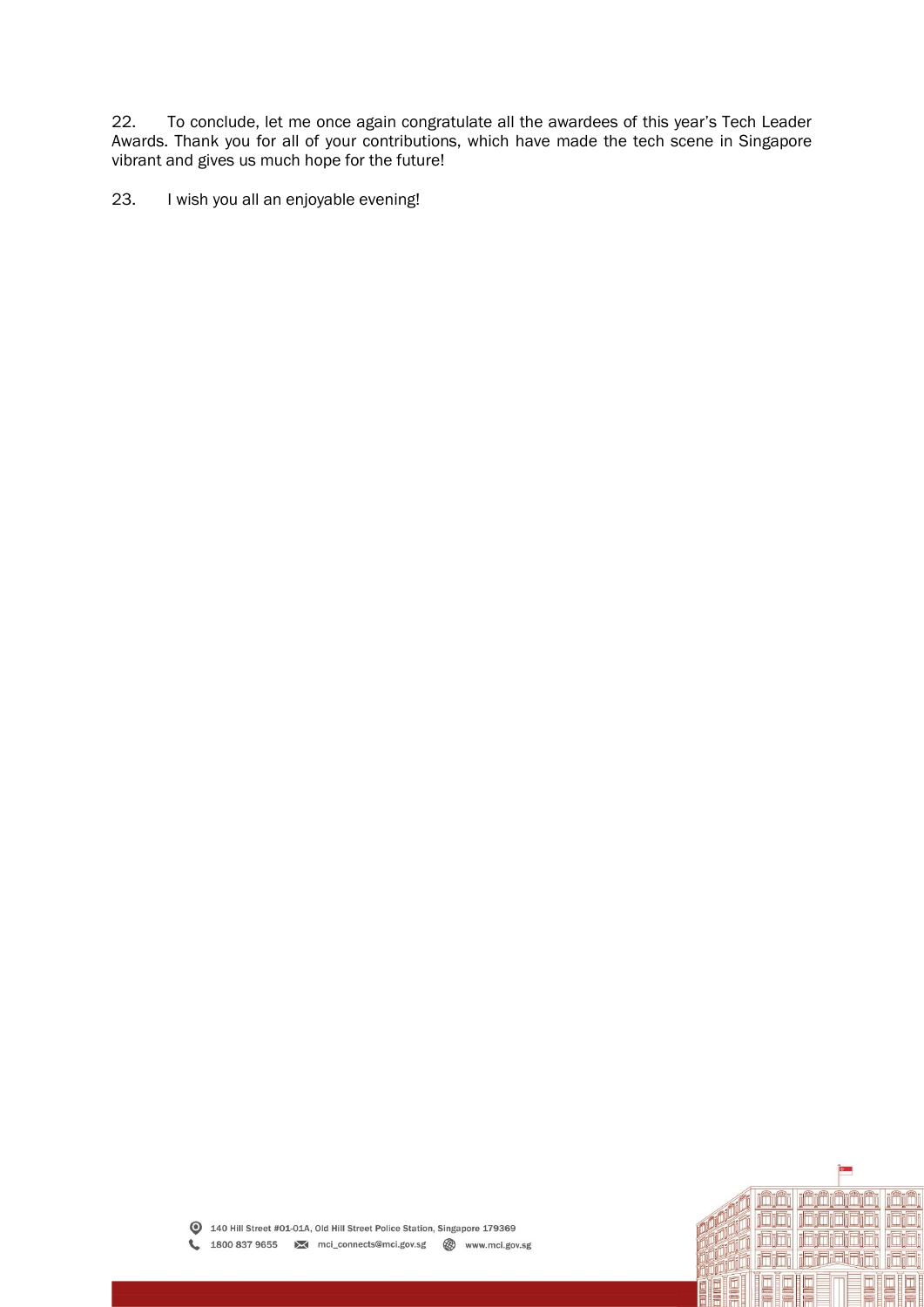22. To conclude, let me once again congratulate all the awardees of this year's Tech Leader Awards. Thank you for all of your contributions, which have made the tech scene in Singapore vibrant and gives us much hope for the future!

23. I wish you all an enjoyable evening!